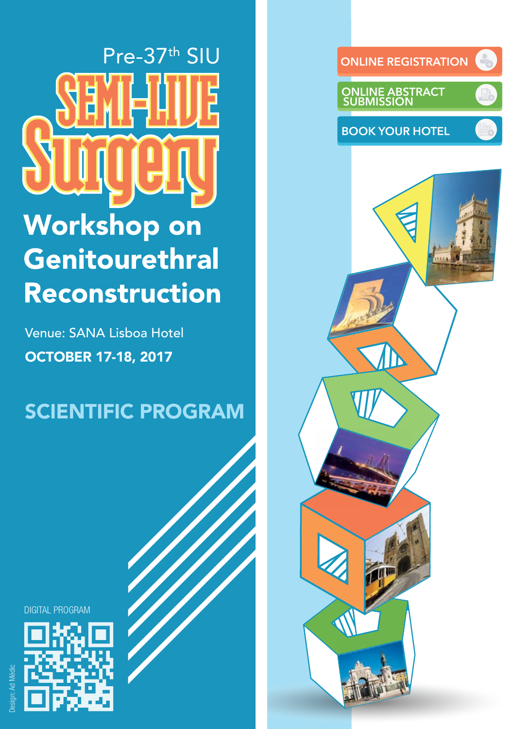Pre-37th SIU

# SEMI-LIVE Surgery

# Workshop on Genitourethral Reconstruction

Venue: SANA Lisboa Hotel

**OCTOBER 17-18, 2017**

## SCIENTIFIC PROGRAM

ONLINE REGISTRATION

ONLINE ABSTRACT SUBMISSION

BOOK YOUR HOTEL

DIGITAL PROGRAM

Design: Ad Médic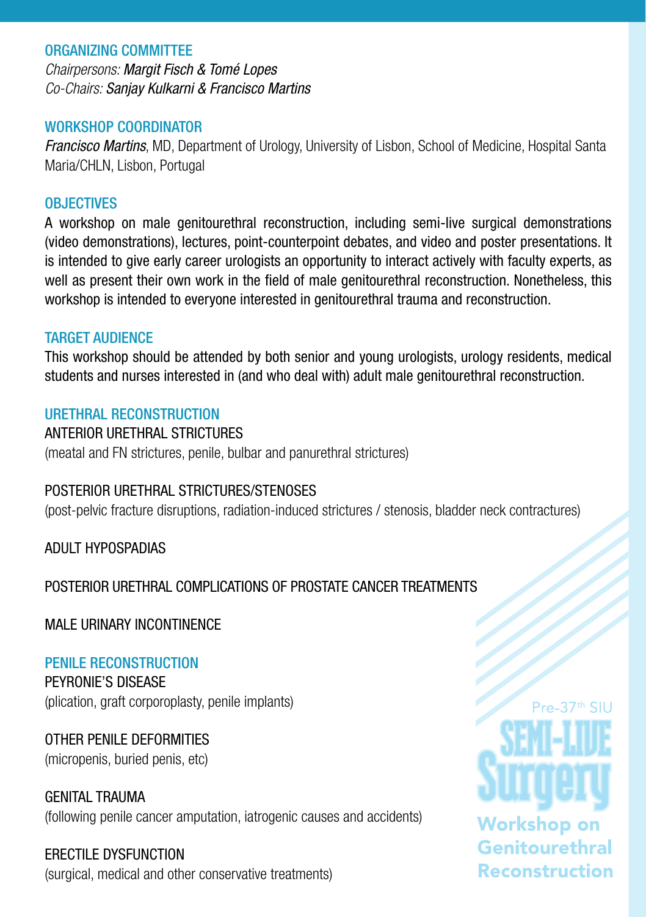## ORGANIZING COMMITTEE

*Chairpersons:* *Margit Fisch & Tomé Lopes*
*Co-Chairs:* *Sanjay Kulkarni & Francisco Martins*

## WORKSHOP COORDINATOR

*Francisco Martins*, MD, Department of Urology, University of Lisbon, School of Medicine, Hospital Santa Maria/CHLN, Lisbon, Portugal

## OBJECTIVES

A workshop on male genitourethral reconstruction, including semi-live surgical demonstrations (video demonstrations), lectures, point-counterpoint debates, and video and poster presentations. It is intended to give early career urologists an opportunity to interact actively with faculty experts, as well as present their own work in the field of male genitourethral reconstruction. Nonetheless, this workshop is intended to everyone interested in genitourethral trauma and reconstruction.

## TARGET AUDIENCE

This workshop should be attended by both senior and young urologists, urology residents, medical students and nurses interested in (and who deal with) adult male genitourethral reconstruction.

## URETHRAL RECONSTRUCTION

ANTERIOR URETHRAL STRICTURES
(meatal and FN strictures, penile, bulbar and panurethral strictures)

POSTERIOR URETHRAL STRICTURES/STENOSES
(post-pelvic fracture disruptions, radiation-induced strictures / stenosis, bladder neck contractures)

ADULT HYPOSPADIAS

POSTERIOR URETHRAL COMPLICATIONS OF PROSTATE CANCER TREATMENTS

MALE URINARY INCONTINENCE

## PENILE RECONSTRUCTION

PEYRONIE'S DISEASE
(plication, graft corporoplasty, penile implants)

OTHER PENILE DEFORMITIES
(micropenis, buried penis, etc)

GENITAL TRAUMA
(following penile cancer amputation, iatrogenic causes and accidents)

ERECTILE DYSFUNCTION
(surgical, medical and other conservative treatments)

Pre-37th SIU
SEMI-LIVE Surgery
Workshop on Genitourethral Reconstruction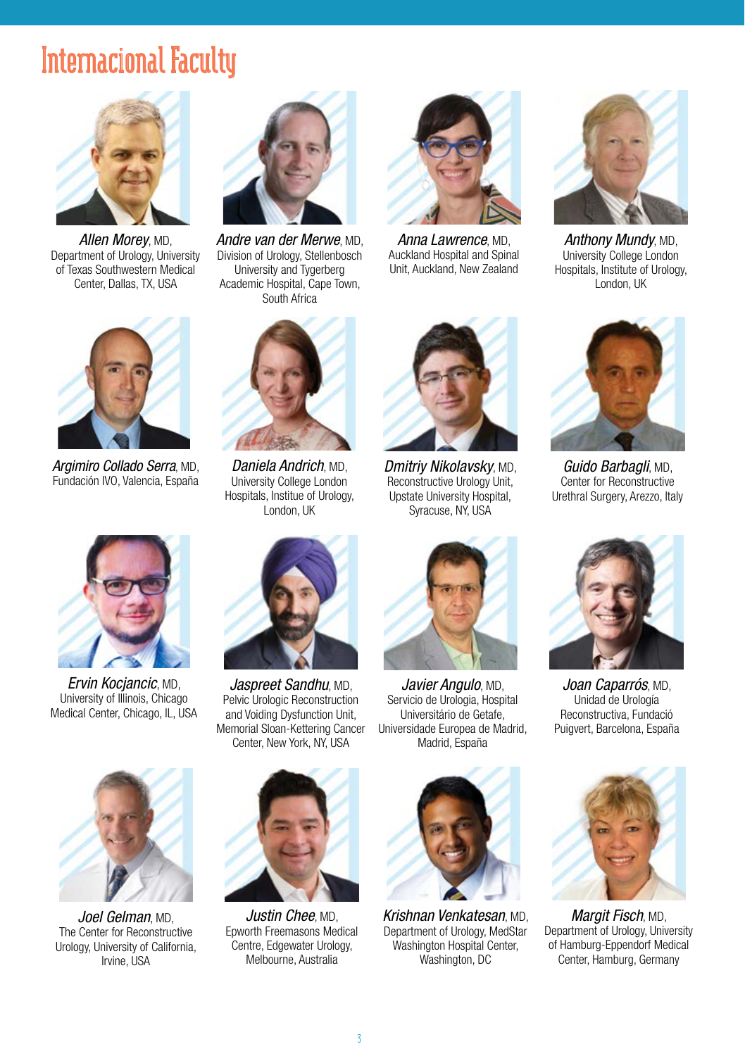# Internacional Faculty

*Allen Morey*, MD,
Department of Urology, University of Texas Southwestern Medical Center, Dallas, TX, USA

*Andre van der Merwe*, MD,
Division of Urology, Stellenbosch University and Tygerberg Academic Hospital, Cape Town, South Africa

*Anna Lawrence*, MD,
Auckland Hospital and Spinal Unit, Auckland, New Zealand

*Anthony Mundy*, MD,
University College London Hospitals, Institute of Urology, London, UK

*Argimiro Collado Serra*, MD,
Fundación IVO, Valencia, España

*Daniela Andrich*, MD,
University College London Hospitals, Institue of Urology, London, UK

*Dmitriy Nikolavsky*, MD,
Reconstructive Urology Unit, Upstate University Hospital, Syracuse, NY, USA

*Guido Barbagli*, MD,
Center for Reconstructive Urethral Surgery, Arezzo, Italy

*Ervin Kocjancic*, MD,
University of Illinois, Chicago Medical Center, Chicago, IL, USA

*Jaspreet Sandhu*, MD,
Pelvic Urologic Reconstruction and Voiding Dysfunction Unit, Memorial Sloan-Kettering Cancer Center, New York, NY, USA

*Javier Angulo*, MD,
Servicio de Urologia, Hospital Universitário de Getafe, Universidade Europea de Madrid, Madrid, España

*Joan Caparrós*, MD,
Unidad de Urología Reconstructiva, Fundació Puigvert, Barcelona, España

*Joel Gelman*, MD,
The Center for Reconstructive Urology, University of California, Irvine, USA

*Justin Chee*, MD,
Epworth Freemasons Medical Centre, Edgewater Urology, Melbourne, Australia

*Krishnan Venkatesan*, MD,
Department of Urology, MedStar Washington Hospital Center, Washington, DC

*Margit Fisch*, MD,
Department of Urology, University of Hamburg-Eppendorf Medical Center, Hamburg, Germany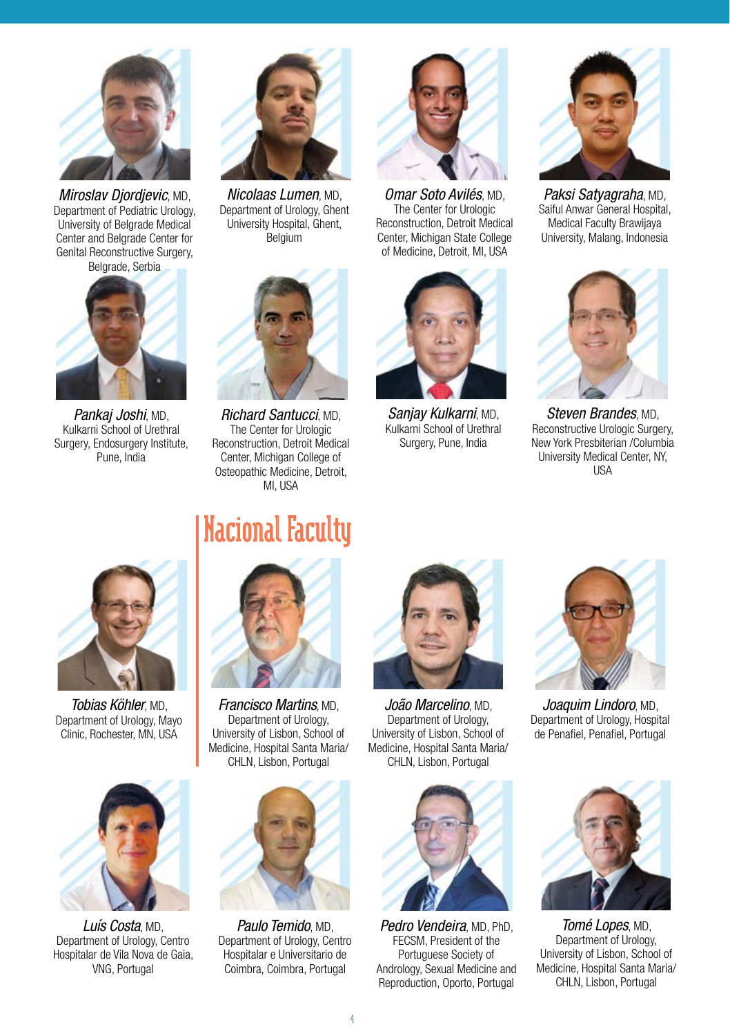*Miroslav Djordjevic*, MD,
Department of Pediatric Urology, University of Belgrade Medical Center and Belgrade Center for Genital Reconstructive Surgery, Belgrade, Serbia

*Nicolaas Lumen*, MD,
Department of Urology, Ghent University Hospital, Ghent, Belgium

*Omar Soto Avilés*, MD,
The Center for Urologic Reconstruction, Detroit Medical Center, Michigan State College of Medicine, Detroit, MI, USA

*Paksi Satyagraha*, MD,
Saiful Anwar General Hospital, Medical Faculty Brawijaya University, Malang, Indonesia

*Pankaj Joshi*, MD,
Kulkarni School of Urethral Surgery, Endosurgery Institute, Pune, India

*Richard Santucci*, MD,
The Center for Urologic Reconstruction, Detroit Medical Center, Michigan College of Osteopathic Medicine, Detroit, MI, USA

*Sanjay Kulkarni*, MD,
Kulkarni School of Urethral Surgery, Pune, India

*Steven Brandes*, MD,
Reconstructive Urologic Surgery, New York Presbiterian /Columbia University Medical Center, NY, USA

*Tobias Köhler*, MD,
Department of Urology, Mayo Clinic, Rochester, MN, USA

## Nacional Faculty

*Francisco Martins*, MD,
Department of Urology, University of Lisbon, School of Medicine, Hospital Santa Maria/ CHLN, Lisbon, Portugal

*João Marcelino*, MD,
Department of Urology, University of Lisbon, School of Medicine, Hospital Santa Maria/ CHLN, Lisbon, Portugal

*Joaquim Lindoro*, MD,
Department of Urology, Hospital de Penafiel, Penafiel, Portugal

*Luís Costa*, MD,
Department of Urology, Centro Hospitalar de Vila Nova de Gaia, VNG, Portugal

*Paulo Temido*, MD,
Department of Urology, Centro Hospitalar e Universitario de Coimbra, Coimbra, Portugal

*Pedro Vendeira*, MD, PhD,
FECSM, President of the Portuguese Society of Andrology, Sexual Medicine and Reproduction, Oporto, Portugal

*Tomé Lopes*, MD,
Department of Urology, University of Lisbon, School of Medicine, Hospital Santa Maria/ CHLN, Lisbon, Portugal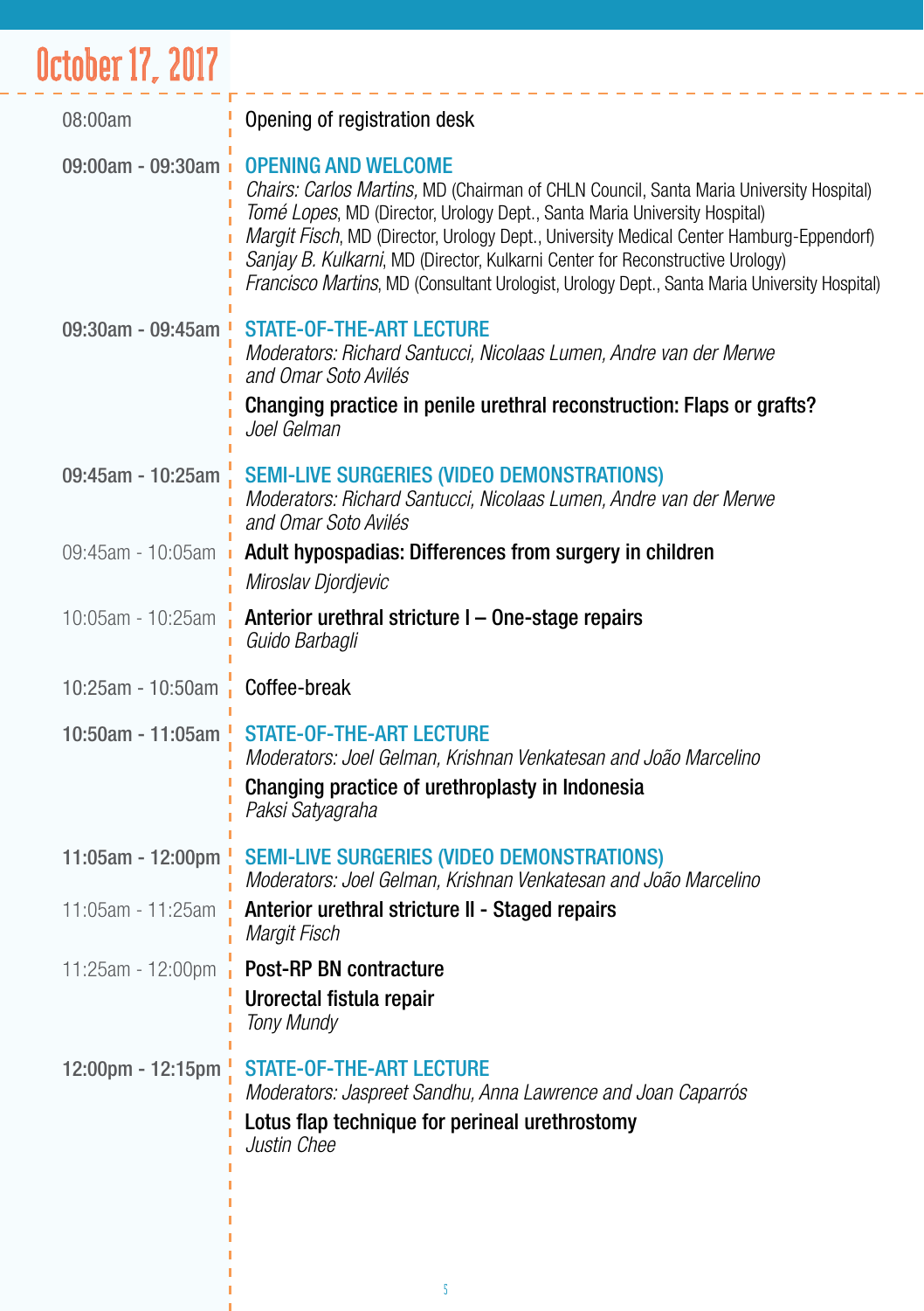# October 17, 2017

| | |
|---|---|
| 08:00am | Opening of registration desk |
| **09:00am - 09:30am** | **OPENING AND WELCOME**<br>*Chairs: Carlos Martins,* MD (Chairman of CHLN Council, Santa Maria University Hospital)<br>*Tomé Lopes*, MD (Director, Urology Dept., Santa Maria University Hospital)<br>*Margit Fisch*, MD (Director, Urology Dept., University Medical Center Hamburg-Eppendorf)<br>*Sanjay B. Kulkarni*, MD (Director, Kulkarni Center for Reconstructive Urology)<br>*Francisco Martins*, MD (Consultant Urologist, Urology Dept., Santa Maria University Hospital) |
| **09:30am - 09:45am** | **STATE-OF-THE-ART LECTURE**<br>*Moderators: Richard Santucci, Nicolaas Lumen, Andre van der Merwe and Omar Soto Avilés*<br>**Changing practice in penile urethral reconstruction: Flaps or grafts?**<br>*Joel Gelman* |
| **09:45am - 10:25am** | **SEMI-LIVE SURGERIES (VIDEO DEMONSTRATIONS)**<br>*Moderators: Richard Santucci, Nicolaas Lumen, Andre van der Merwe and Omar Soto Avilés* |
| 09:45am - 10:05am | **Adult hypospadias: Differences from surgery in children**<br>*Miroslav Djordjevic* |
| 10:05am - 10:25am | **Anterior urethral stricture I – One-stage repairs**<br>*Guido Barbagli* |
| 10:25am - 10:50am | Coffee-break |
| **10:50am - 11:05am** | **STATE-OF-THE-ART LECTURE**<br>*Moderators: Joel Gelman, Krishnan Venkatesan and João Marcelino*<br>**Changing practice of urethroplasty in Indonesia**<br>*Paksi Satyagraha* |
| **11:05am - 12:00pm** | **SEMI-LIVE SURGERIES (VIDEO DEMONSTRATIONS)**<br>*Moderators: Joel Gelman, Krishnan Venkatesan and João Marcelino* |
| 11:05am - 11:25am | **Anterior urethral stricture II - Staged repairs**<br>*Margit Fisch* |
| 11:25am - 12:00pm | **Post-RP BN contracture**<br>**Urorectal fistula repair**<br>*Tony Mundy* |
| **12:00pm - 12:15pm** | **STATE-OF-THE-ART LECTURE**<br>*Moderators: Jaspreet Sandhu, Anna Lawrence and Joan Caparrós*<br>**Lotus flap technique for perineal urethrostomy**<br>*Justin Chee* |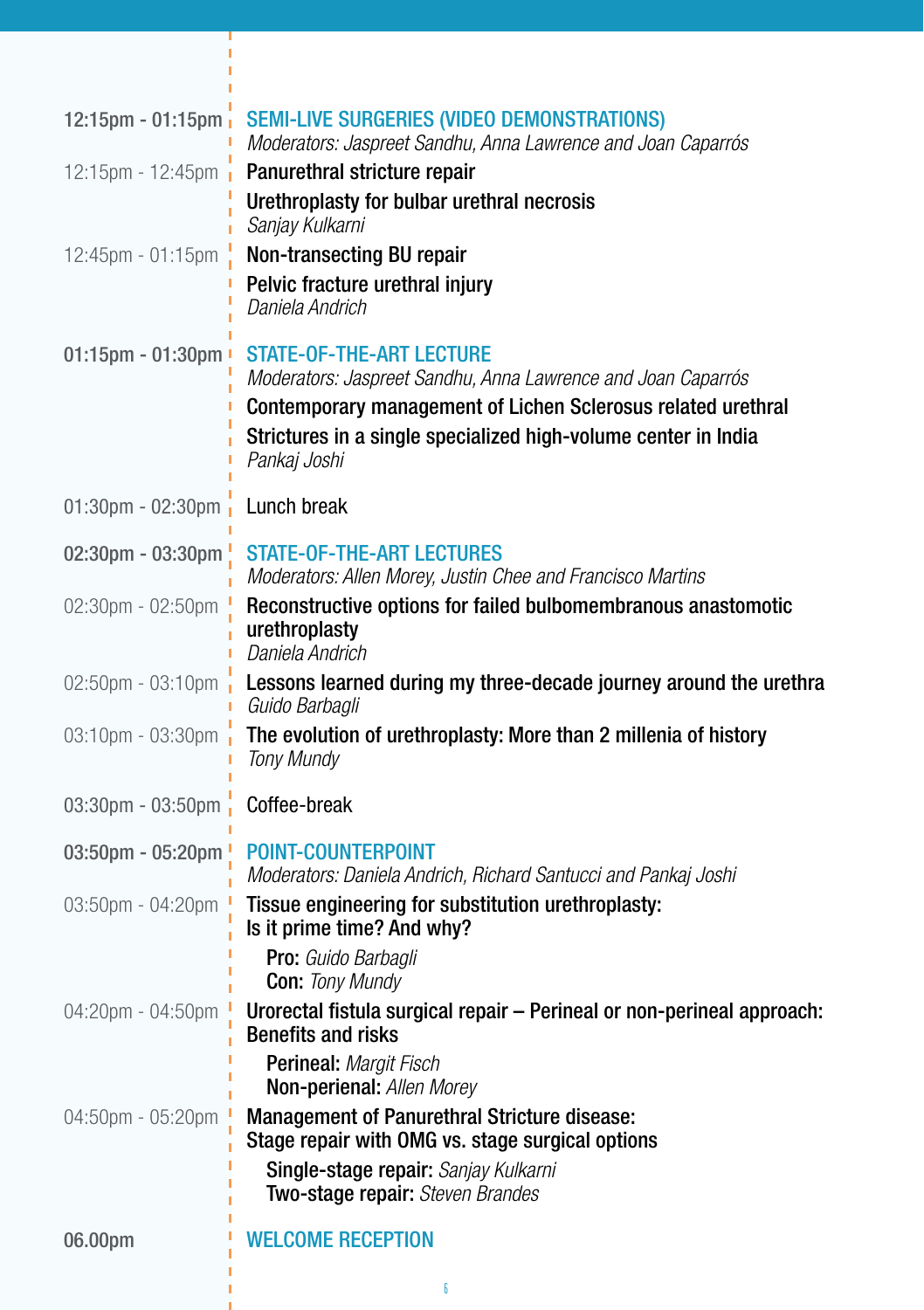**12:15pm - 01:15pm** **SEMI-LIVE SURGERIES (VIDEO DEMONSTRATIONS)**
*Moderators: Jaspreet Sandhu, Anna Lawrence and Joan Caparrós*

12:15pm - 12:45pm **Panurethral stricture repair**

**Urethroplasty for bulbar urethral necrosis**
*Sanjay Kulkarni*

12:45pm - 01:15pm **Non-transecting BU repair**

**Pelvic fracture urethral injury**
*Daniela Andrich*

**01:15pm - 01:30pm** **STATE-OF-THE-ART LECTURE**
*Moderators: Jaspreet Sandhu, Anna Lawrence and Joan Caparrós*

**Contemporary management of Lichen Sclerosus related urethral Strictures in a single specialized high-volume center in India**
*Pankaj Joshi*

01:30pm - 02:30pm Lunch break

**02:30pm - 03:30pm** **STATE-OF-THE-ART LECTURES**
*Moderators: Allen Morey, Justin Chee and Francisco Martins*

02:30pm - 02:50pm **Reconstructive options for failed bulbomembranous anastomotic urethroplasty**
*Daniela Andrich*

02:50pm - 03:10pm **Lessons learned during my three-decade journey around the urethra**
*Guido Barbagli*

03:10pm - 03:30pm **The evolution of urethroplasty: More than 2 millenia of history**
*Tony Mundy*

03:30pm - 03:50pm Coffee-break

**03:50pm - 05:20pm** **POINT-COUNTERPOINT**
*Moderators: Daniela Andrich, Richard Santucci and Pankaj Joshi*

03:50pm - 04:20pm **Tissue engineering for substitution urethroplasty: Is it prime time? And why?**

**Pro:** *Guido Barbagli*
**Con:** *Tony Mundy*

04:20pm - 04:50pm **Urorectal fistula surgical repair – Perineal or non-perineal approach: Benefits and risks**

**Perineal:** *Margit Fisch*
**Non-perienal:** *Allen Morey*

04:50pm - 05:20pm **Management of Panurethral Stricture disease: Stage repair with OMG vs. stage surgical options**

**Single-stage repair:** *Sanjay Kulkarni*
**Two-stage repair:** *Steven Brandes*

**06.00pm** **WELCOME RECEPTION**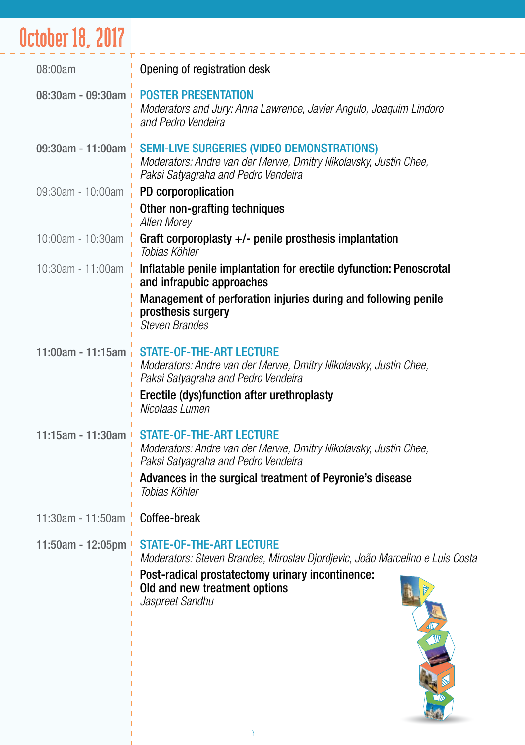# October 18, 2017

| | |
|---|---|
| 08:00am | Opening of registration desk |
| **08:30am - 09:30am** | **POSTER PRESENTATION**<br>*Moderators and Jury: Anna Lawrence, Javier Angulo, Joaquim Lindoro and Pedro Vendeira* |
| **09:30am - 11:00am** | **SEMI-LIVE SURGERIES (VIDEO DEMONSTRATIONS)**<br>*Moderators: Andre van der Merwe, Dmitry Nikolavsky, Justin Chee, Paksi Satyagraha and Pedro Vendeira* |
| 09:30am - 10:00am | **PD corporoplication**<br>**Other non-grafting techniques**<br>*Allen Morey* |
| 10:00am - 10:30am | **Graft corporoplasty +/- penile prosthesis implantation**<br>*Tobias Köhler* |
| 10:30am - 11:00am | **Inflatable penile implantation for erectile dyfunction: Penoscrotal and infrapubic approaches**<br>**Management of perforation injuries during and following penile prosthesis surgery**<br>*Steven Brandes* |
| **11:00am - 11:15am** | **STATE-OF-THE-ART LECTURE**<br>*Moderators: Andre van der Merwe, Dmitry Nikolavsky, Justin Chee, Paksi Satyagraha and Pedro Vendeira*<br>**Erectile (dys)function after urethroplasty**<br>*Nicolaas Lumen* |
| **11:15am - 11:30am** | **STATE-OF-THE-ART LECTURE**<br>*Moderators: Andre van der Merwe, Dmitry Nikolavsky, Justin Chee, Paksi Satyagraha and Pedro Vendeira*<br>**Advances in the surgical treatment of Peyronie's disease**<br>*Tobias Köhler* |
| 11:30am - 11:50am | Coffee-break |
| **11:50am - 12:05pm** | **STATE-OF-THE-ART LECTURE**<br>*Moderators: Steven Brandes, Miroslav Djordjevic, João Marcelino e Luis Costa*<br>**Post-radical prostatectomy urinary incontinence: Old and new treatment options**<br>*Jaspreet Sandhu* |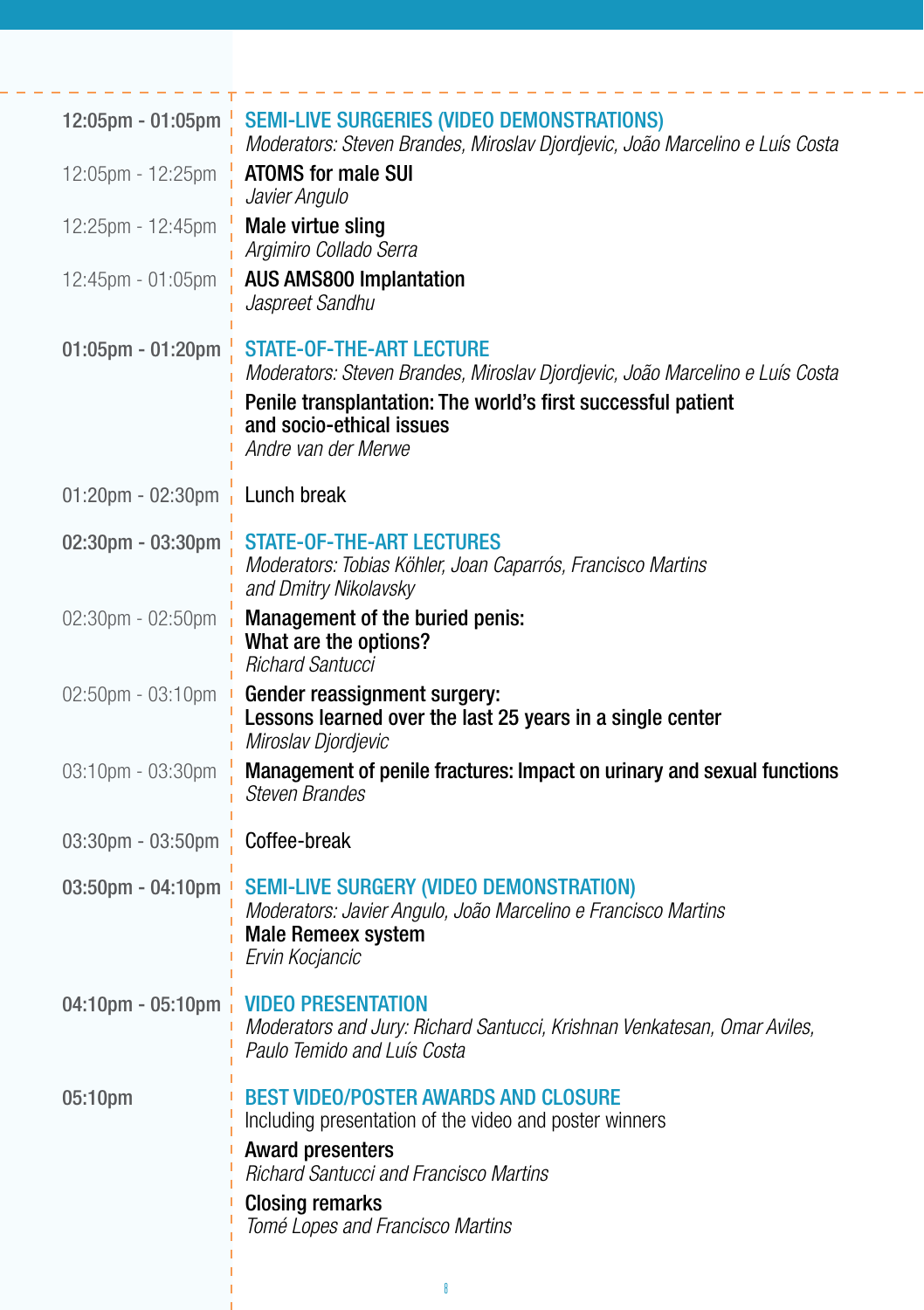**12:05pm - 01:05pm** **SEMI-LIVE SURGERIES (VIDEO DEMONSTRATIONS)**
*Moderators: Steven Brandes, Miroslav Djordjevic, João Marcelino e Luís Costa*

12:05pm - 12:25pm **ATOMS for male SUI**
*Javier Angulo*

12:25pm - 12:45pm **Male virtue sling**
*Argimiro Collado Serra*

12:45pm - 01:05pm **AUS AMS800 Implantation**
*Jaspreet Sandhu*

**01:05pm - 01:20pm** **STATE-OF-THE-ART LECTURE**
*Moderators: Steven Brandes, Miroslav Djordjevic, João Marcelino e Luís Costa*

**Penile transplantation: The world's first successful patient and socio-ethical issues**
*Andre van der Merwe*

01:20pm - 02:30pm Lunch break

**02:30pm - 03:30pm** **STATE-OF-THE-ART LECTURES**
*Moderators: Tobias Köhler, Joan Caparrós, Francisco Martins and Dmitry Nikolavsky*

02:30pm - 02:50pm **Management of the buried penis: What are the options?**
*Richard Santucci*

02:50pm - 03:10pm **Gender reassignment surgery: Lessons learned over the last 25 years in a single center**
*Miroslav Djordjevic*

03:10pm - 03:30pm **Management of penile fractures: Impact on urinary and sexual functions**
*Steven Brandes*

03:30pm - 03:50pm Coffee-break

**03:50pm - 04:10pm** **SEMI-LIVE SURGERY (VIDEO DEMONSTRATION)**
*Moderators: Javier Angulo, João Marcelino e Francisco Martins*
**Male Remeex system**
*Ervin Kocjancic*

**04:10pm - 05:10pm** **VIDEO PRESENTATION**
*Moderators and Jury: Richard Santucci, Krishnan Venkatesan, Omar Aviles, Paulo Temido and Luís Costa*

**05:10pm** **BEST VIDEO/POSTER AWARDS AND CLOSURE**
Including presentation of the video and poster winners

**Award presenters**
*Richard Santucci and Francisco Martins*

**Closing remarks**
*Tomé Lopes and Francisco Martins*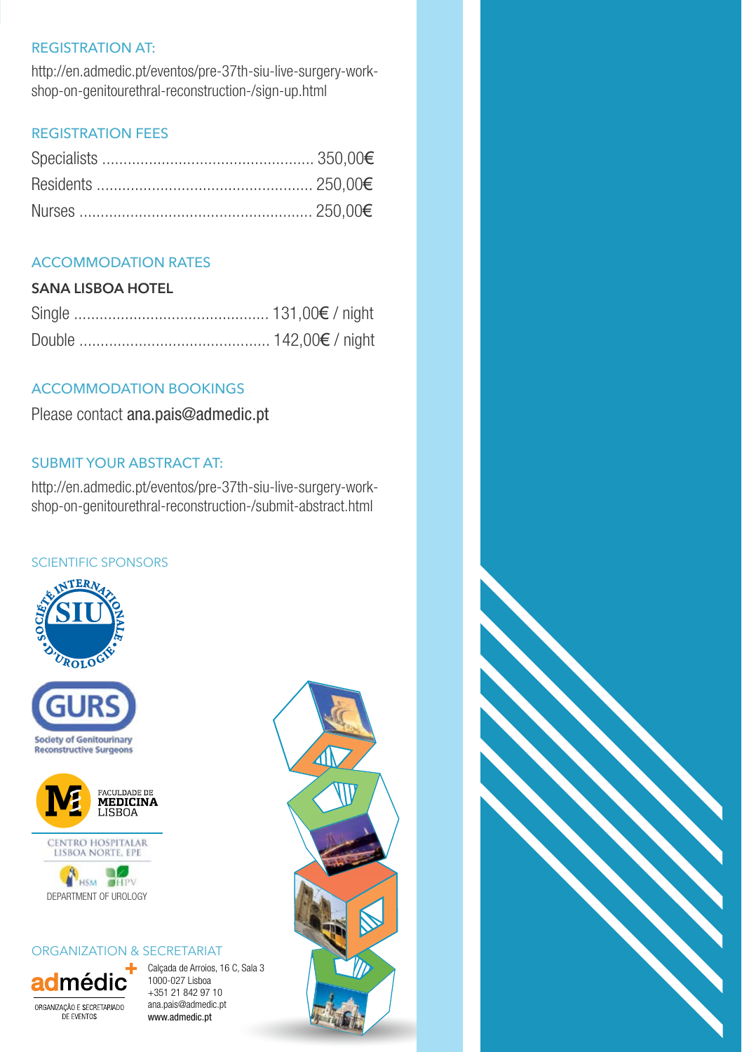## REGISTRATION AT:

http://en.admedic.pt/eventos/pre-37th-siu-live-surgery-workshop-on-genitourethral-reconstruction-/sign-up.html

## REGISTRATION FEES

| | |
|---|---|
| Specialists | 350,00€ |
| Residents | 250,00€ |
| Nurses | 250,00€ |

## ACCOMMODATION RATES

### SANA LISBOA HOTEL

| | |
|---|---|
| Single | 131,00€ / night |
| Double | 142,00€ / night |

## ACCOMMODATION BOOKINGS

Please contact ana.pais@admedic.pt

## SUBMIT YOUR ABSTRACT AT:

http://en.admedic.pt/eventos/pre-37th-siu-live-surgery-workshop-on-genitourethral-reconstruction-/submit-abstract.html

## SCIENTIFIC SPONSORS

SOCIÉTÉ INTERNATIONALE D'UROLOGIE SIU

GURS Society of Genitourinary Reconstructive Surgeons

FACULDADE DE MEDICINA LISBOA

CENTRO HOSPITALAR LISBOA NORTE, EPE

HSM HPV

DEPARTMENT OF UROLOGY

## ORGANIZATION & SECRETARIAT

admédic ORGANIZAÇÃO E SECRETARIADO DE EVENTOS

Calçada de Arroios, 16 C, Sala 3
1000-027 Lisboa
+351 21 842 97 10
ana.pais@admedic.pt
www.admedic.pt